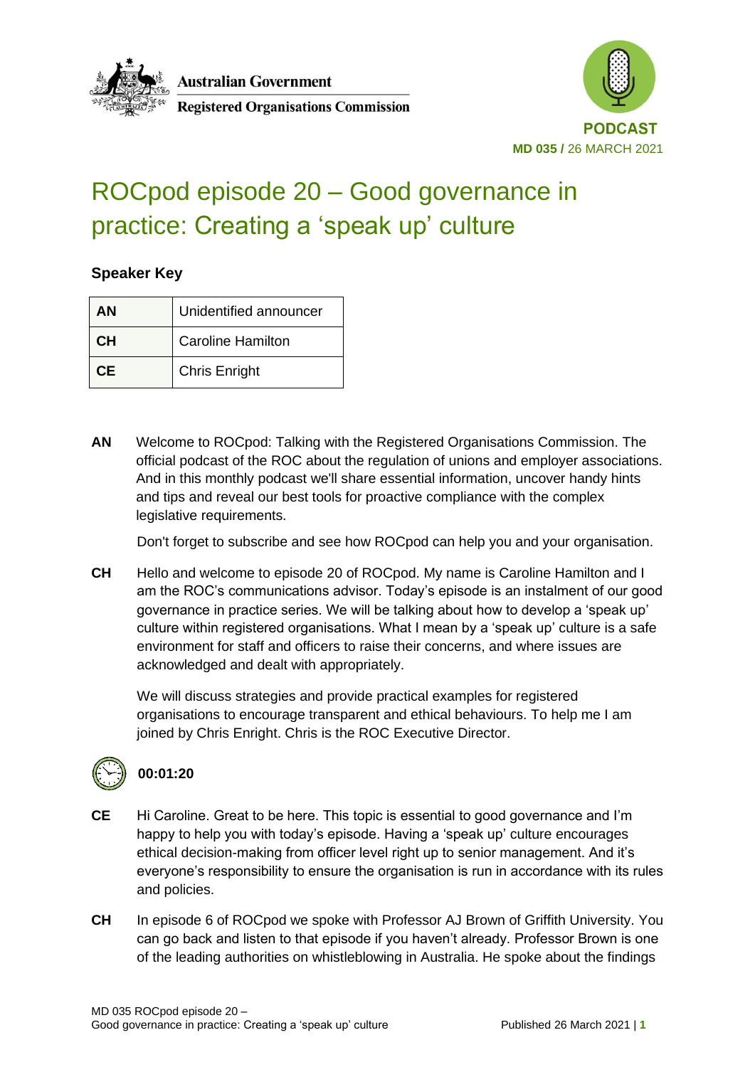Australian Government
Registered Organisations Commission

**PODCAST**
**MD 035 /** 26 MARCH 2021

# ROCpod episode 20 – Good governance in practice: Creating a 'speak up' culture

**Speaker Key**

| | |
|---|---|
| **AN** | Unidentified announcer |
| **CH** | Caroline Hamilton |
| **CE** | Chris Enright |

**AN** Welcome to ROCpod: Talking with the Registered Organisations Commission. The official podcast of the ROC about the regulation of unions and employer associations. And in this monthly podcast we'll share essential information, uncover handy hints and tips and reveal our best tools for proactive compliance with the complex legislative requirements.

Don't forget to subscribe and see how ROCpod can help you and your organisation.

**CH** Hello and welcome to episode 20 of ROCpod. My name is Caroline Hamilton and I am the ROC's communications advisor. Today's episode is an instalment of our good governance in practice series. We will be talking about how to develop a 'speak up' culture within registered organisations. What I mean by a 'speak up' culture is a safe environment for staff and officers to raise their concerns, and where issues are acknowledged and dealt with appropriately.

We will discuss strategies and provide practical examples for registered organisations to encourage transparent and ethical behaviours. To help me I am joined by Chris Enright. Chris is the ROC Executive Director.

**00:01:20**

**CE** Hi Caroline. Great to be here. This topic is essential to good governance and I'm happy to help you with today's episode. Having a 'speak up' culture encourages ethical decision-making from officer level right up to senior management. And it's everyone's responsibility to ensure the organisation is run in accordance with its rules and policies.

**CH** In episode 6 of ROCpod we spoke with Professor AJ Brown of Griffith University. You can go back and listen to that episode if you haven't already. Professor Brown is one of the leading authorities on whistleblowing in Australia. He spoke about the findings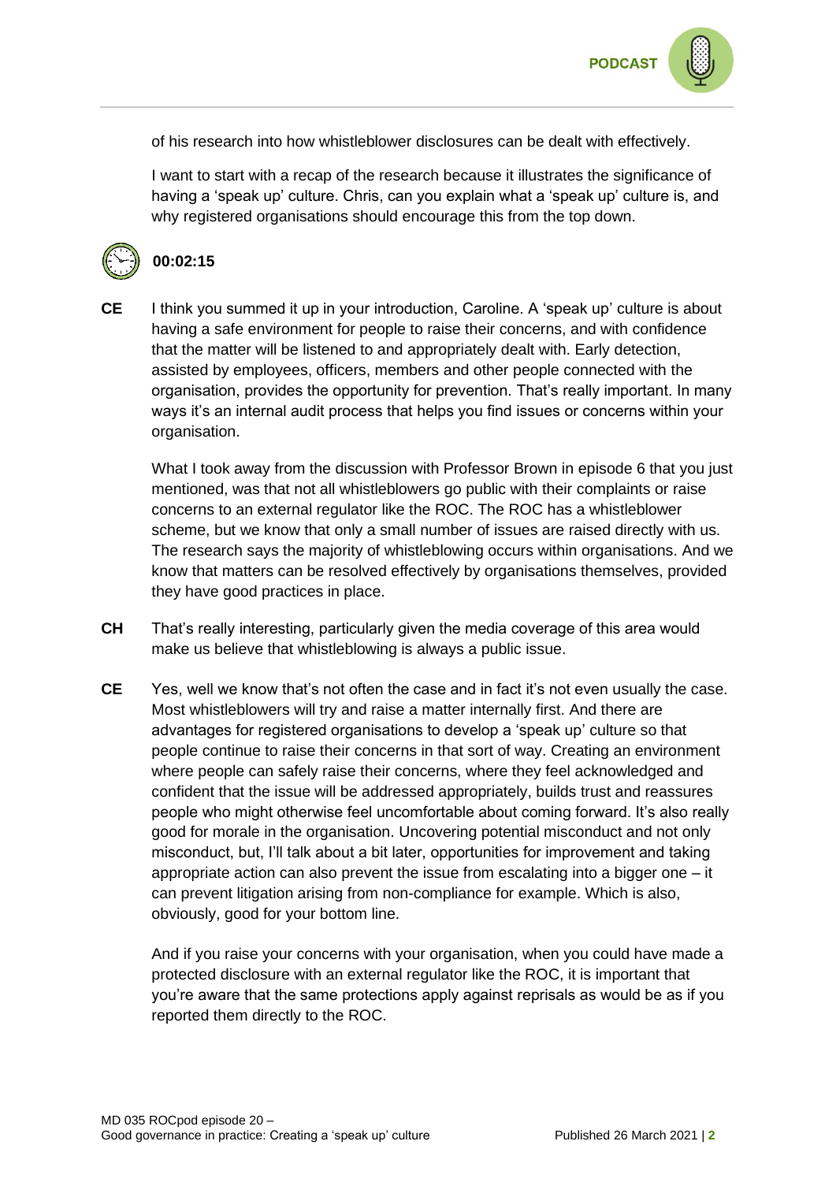of his research into how whistleblower disclosures can be dealt with effectively.

I want to start with a recap of the research because it illustrates the significance of having a 'speak up' culture. Chris, can you explain what a 'speak up' culture is, and why registered organisations should encourage this from the top down.

**00:02:15**

**CE** I think you summed it up in your introduction, Caroline. A 'speak up' culture is about having a safe environment for people to raise their concerns, and with confidence that the matter will be listened to and appropriately dealt with. Early detection, assisted by employees, officers, members and other people connected with the organisation, provides the opportunity for prevention. That's really important. In many ways it's an internal audit process that helps you find issues or concerns within your organisation.

What I took away from the discussion with Professor Brown in episode 6 that you just mentioned, was that not all whistleblowers go public with their complaints or raise concerns to an external regulator like the ROC. The ROC has a whistleblower scheme, but we know that only a small number of issues are raised directly with us. The research says the majority of whistleblowing occurs within organisations. And we know that matters can be resolved effectively by organisations themselves, provided they have good practices in place.

**CH** That's really interesting, particularly given the media coverage of this area would make us believe that whistleblowing is always a public issue.

**CE** Yes, well we know that's not often the case and in fact it's not even usually the case. Most whistleblowers will try and raise a matter internally first. And there are advantages for registered organisations to develop a 'speak up' culture so that people continue to raise their concerns in that sort of way. Creating an environment where people can safely raise their concerns, where they feel acknowledged and confident that the issue will be addressed appropriately, builds trust and reassures people who might otherwise feel uncomfortable about coming forward. It's also really good for morale in the organisation. Uncovering potential misconduct and not only misconduct, but, I'll talk about a bit later, opportunities for improvement and taking appropriate action can also prevent the issue from escalating into a bigger one – it can prevent litigation arising from non-compliance for example. Which is also, obviously, good for your bottom line.

And if you raise your concerns with your organisation, when you could have made a protected disclosure with an external regulator like the ROC, it is important that you're aware that the same protections apply against reprisals as would be as if you reported them directly to the ROC.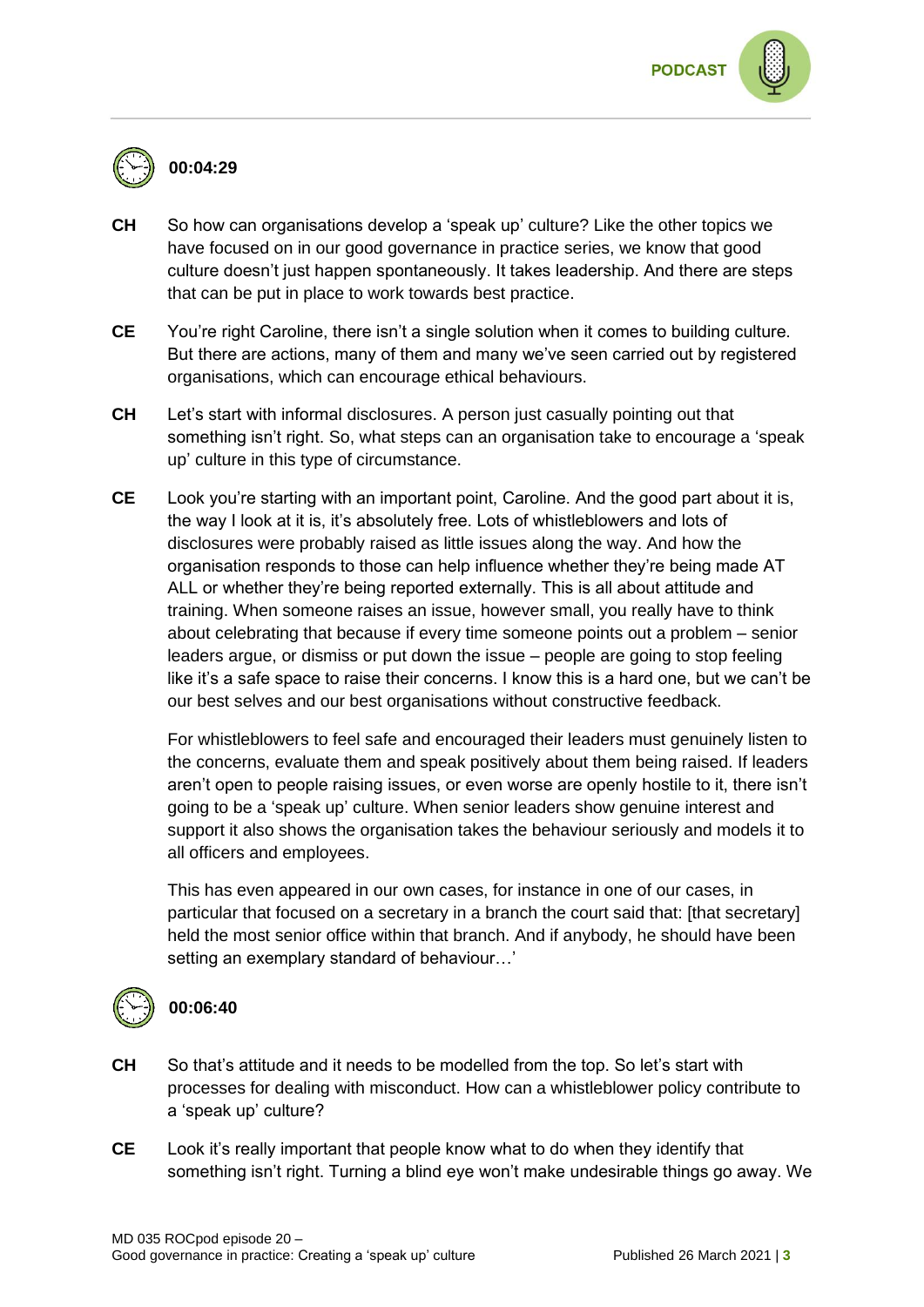**00:04:29**

**CH** So how can organisations develop a 'speak up' culture? Like the other topics we have focused on in our good governance in practice series, we know that good culture doesn't just happen spontaneously. It takes leadership. And there are steps that can be put in place to work towards best practice.

**CE** You're right Caroline, there isn't a single solution when it comes to building culture. But there are actions, many of them and many we've seen carried out by registered organisations, which can encourage ethical behaviours.

**CH** Let's start with informal disclosures. A person just casually pointing out that something isn't right. So, what steps can an organisation take to encourage a 'speak up' culture in this type of circumstance.

**CE** Look you're starting with an important point, Caroline. And the good part about it is, the way I look at it is, it's absolutely free. Lots of whistleblowers and lots of disclosures were probably raised as little issues along the way. And how the organisation responds to those can help influence whether they're being made AT ALL or whether they're being reported externally. This is all about attitude and training. When someone raises an issue, however small, you really have to think about celebrating that because if every time someone points out a problem – senior leaders argue, or dismiss or put down the issue – people are going to stop feeling like it's a safe space to raise their concerns. I know this is a hard one, but we can't be our best selves and our best organisations without constructive feedback.

For whistleblowers to feel safe and encouraged their leaders must genuinely listen to the concerns, evaluate them and speak positively about them being raised. If leaders aren't open to people raising issues, or even worse are openly hostile to it, there isn't going to be a 'speak up' culture. When senior leaders show genuine interest and support it also shows the organisation takes the behaviour seriously and models it to all officers and employees.

This has even appeared in our own cases, for instance in one of our cases, in particular that focused on a secretary in a branch the court said that: [that secretary] held the most senior office within that branch. And if anybody, he should have been setting an exemplary standard of behaviour…'

**00:06:40**

**CH** So that's attitude and it needs to be modelled from the top. So let's start with processes for dealing with misconduct. How can a whistleblower policy contribute to a 'speak up' culture?

**CE** Look it's really important that people know what to do when they identify that something isn't right. Turning a blind eye won't make undesirable things go away. We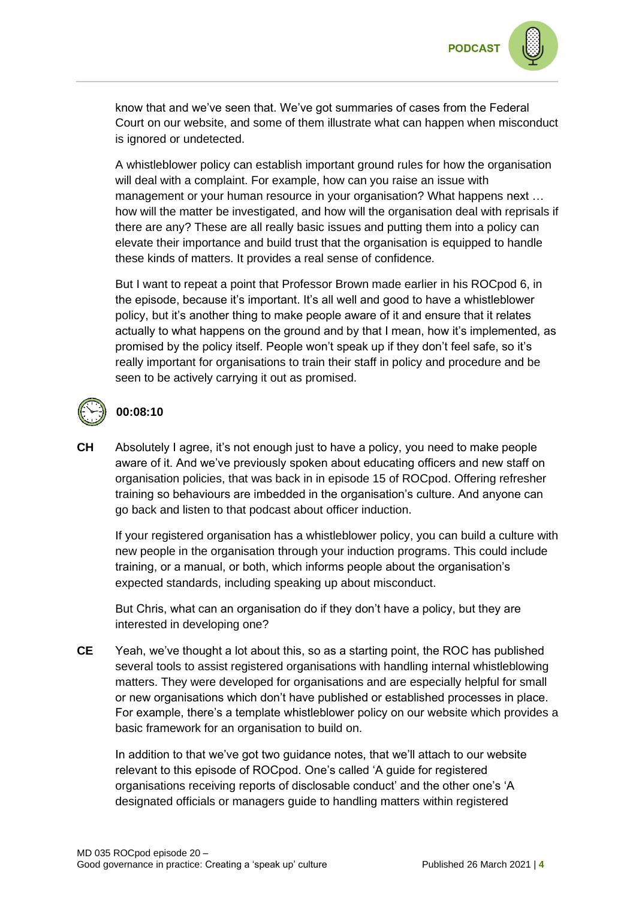know that and we've seen that. We've got summaries of cases from the Federal Court on our website, and some of them illustrate what can happen when misconduct is ignored or undetected.

A whistleblower policy can establish important ground rules for how the organisation will deal with a complaint. For example, how can you raise an issue with management or your human resource in your organisation? What happens next … how will the matter be investigated, and how will the organisation deal with reprisals if there are any? These are all really basic issues and putting them into a policy can elevate their importance and build trust that the organisation is equipped to handle these kinds of matters. It provides a real sense of confidence.

But I want to repeat a point that Professor Brown made earlier in his ROCpod 6, in the episode, because it's important. It's all well and good to have a whistleblower policy, but it's another thing to make people aware of it and ensure that it relates actually to what happens on the ground and by that I mean, how it's implemented, as promised by the policy itself. People won't speak up if they don't feel safe, so it's really important for organisations to train their staff in policy and procedure and be seen to be actively carrying it out as promised.

**00:08:10**

**CH** Absolutely I agree, it's not enough just to have a policy, you need to make people aware of it. And we've previously spoken about educating officers and new staff on organisation policies, that was back in in episode 15 of ROCpod. Offering refresher training so behaviours are imbedded in the organisation's culture. And anyone can go back and listen to that podcast about officer induction.

If your registered organisation has a whistleblower policy, you can build a culture with new people in the organisation through your induction programs. This could include training, or a manual, or both, which informs people about the organisation's expected standards, including speaking up about misconduct.

But Chris, what can an organisation do if they don't have a policy, but they are interested in developing one?

**CE** Yeah, we've thought a lot about this, so as a starting point, the ROC has published several tools to assist registered organisations with handling internal whistleblowing matters. They were developed for organisations and are especially helpful for small or new organisations which don't have published or established processes in place. For example, there's a template whistleblower policy on our website which provides a basic framework for an organisation to build on.

In addition to that we've got two guidance notes, that we'll attach to our website relevant to this episode of ROCpod. One's called 'A guide for registered organisations receiving reports of disclosable conduct' and the other one's 'A designated officials or managers guide to handling matters within registered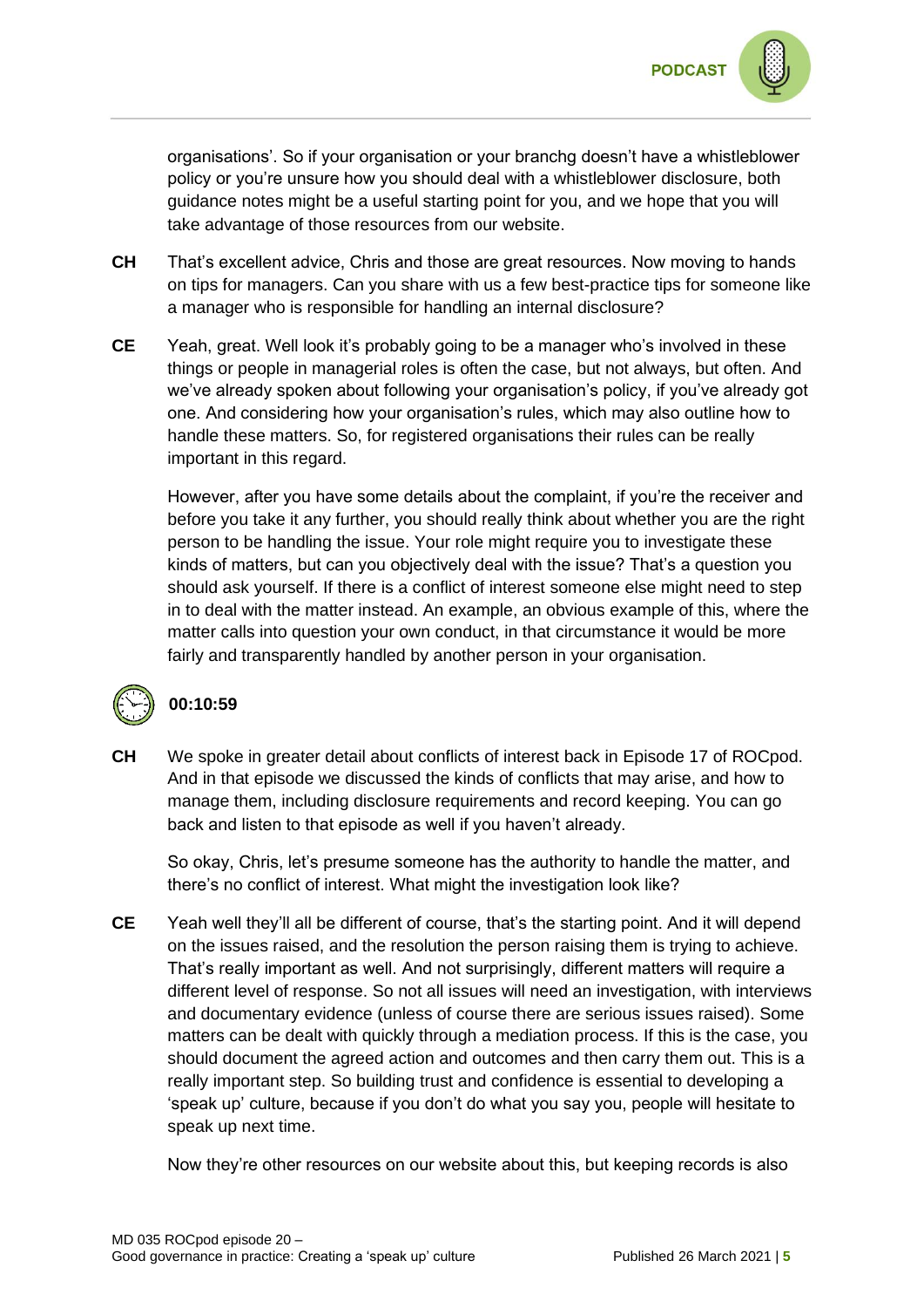organisations'. So if your organisation or your branchg doesn't have a whistleblower policy or you're unsure how you should deal with a whistleblower disclosure, both guidance notes might be a useful starting point for you, and we hope that you will take advantage of those resources from our website.

**CH** That's excellent advice, Chris and those are great resources. Now moving to hands on tips for managers. Can you share with us a few best-practice tips for someone like a manager who is responsible for handling an internal disclosure?

**CE** Yeah, great. Well look it's probably going to be a manager who's involved in these things or people in managerial roles is often the case, but not always, but often. And we've already spoken about following your organisation's policy, if you've already got one. And considering how your organisation's rules, which may also outline how to handle these matters. So, for registered organisations their rules can be really important in this regard.

However, after you have some details about the complaint, if you're the receiver and before you take it any further, you should really think about whether you are the right person to be handling the issue. Your role might require you to investigate these kinds of matters, but can you objectively deal with the issue? That's a question you should ask yourself. If there is a conflict of interest someone else might need to step in to deal with the matter instead. An example, an obvious example of this, where the matter calls into question your own conduct, in that circumstance it would be more fairly and transparently handled by another person in your organisation.

**00:10:59**

**CH** We spoke in greater detail about conflicts of interest back in Episode 17 of ROCpod. And in that episode we discussed the kinds of conflicts that may arise, and how to manage them, including disclosure requirements and record keeping. You can go back and listen to that episode as well if you haven't already.

So okay, Chris, let's presume someone has the authority to handle the matter, and there's no conflict of interest. What might the investigation look like?

**CE** Yeah well they'll all be different of course, that's the starting point. And it will depend on the issues raised, and the resolution the person raising them is trying to achieve. That's really important as well. And not surprisingly, different matters will require a different level of response. So not all issues will need an investigation, with interviews and documentary evidence (unless of course there are serious issues raised). Some matters can be dealt with quickly through a mediation process. If this is the case, you should document the agreed action and outcomes and then carry them out. This is a really important step. So building trust and confidence is essential to developing a 'speak up' culture, because if you don't do what you say you, people will hesitate to speak up next time.

Now they're other resources on our website about this, but keeping records is also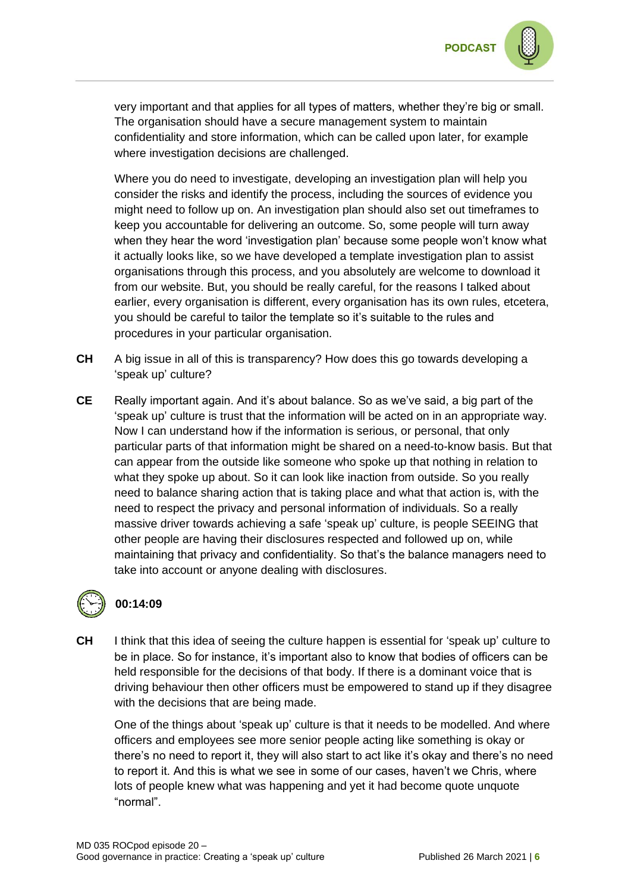very important and that applies for all types of matters, whether they're big or small. The organisation should have a secure management system to maintain confidentiality and store information, which can be called upon later, for example where investigation decisions are challenged.

Where you do need to investigate, developing an investigation plan will help you consider the risks and identify the process, including the sources of evidence you might need to follow up on. An investigation plan should also set out timeframes to keep you accountable for delivering an outcome. So, some people will turn away when they hear the word 'investigation plan' because some people won't know what it actually looks like, so we have developed a template investigation plan to assist organisations through this process, and you absolutely are welcome to download it from our website. But, you should be really careful, for the reasons I talked about earlier, every organisation is different, every organisation has its own rules, etcetera, you should be careful to tailor the template so it's suitable to the rules and procedures in your particular organisation.

**CH** A big issue in all of this is transparency? How does this go towards developing a 'speak up' culture?

**CE** Really important again. And it's about balance. So as we've said, a big part of the 'speak up' culture is trust that the information will be acted on in an appropriate way. Now I can understand how if the information is serious, or personal, that only particular parts of that information might be shared on a need-to-know basis. But that can appear from the outside like someone who spoke up that nothing in relation to what they spoke up about. So it can look like inaction from outside. So you really need to balance sharing action that is taking place and what that action is, with the need to respect the privacy and personal information of individuals. So a really massive driver towards achieving a safe 'speak up' culture, is people SEEING that other people are having their disclosures respected and followed up on, while maintaining that privacy and confidentiality. So that's the balance managers need to take into account or anyone dealing with disclosures.

**00:14:09**

**CH** I think that this idea of seeing the culture happen is essential for 'speak up' culture to be in place. So for instance, it's important also to know that bodies of officers can be held responsible for the decisions of that body. If there is a dominant voice that is driving behaviour then other officers must be empowered to stand up if they disagree with the decisions that are being made.

One of the things about 'speak up' culture is that it needs to be modelled. And where officers and employees see more senior people acting like something is okay or there's no need to report it, they will also start to act like it's okay and there's no need to report it. And this is what we see in some of our cases, haven't we Chris, where lots of people knew what was happening and yet it had become quote unquote "normal".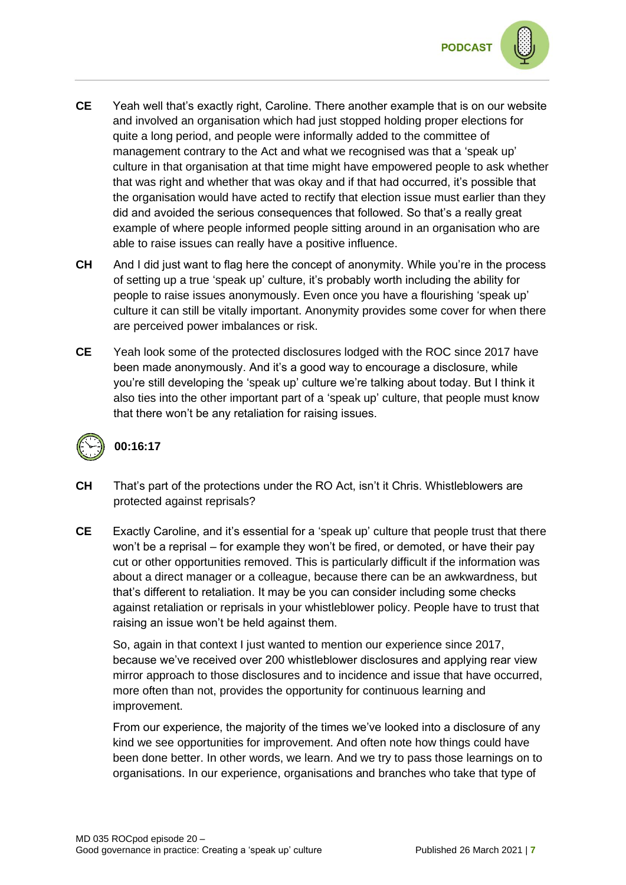**CE** Yeah well that's exactly right, Caroline. There another example that is on our website and involved an organisation which had just stopped holding proper elections for quite a long period, and people were informally added to the committee of management contrary to the Act and what we recognised was that a 'speak up' culture in that organisation at that time might have empowered people to ask whether that was right and whether that was okay and if that had occurred, it's possible that the organisation would have acted to rectify that election issue must earlier than they did and avoided the serious consequences that followed. So that's a really great example of where people informed people sitting around in an organisation who are able to raise issues can really have a positive influence.

**CH** And I did just want to flag here the concept of anonymity. While you're in the process of setting up a true 'speak up' culture, it's probably worth including the ability for people to raise issues anonymously. Even once you have a flourishing 'speak up' culture it can still be vitally important. Anonymity provides some cover for when there are perceived power imbalances or risk.

**CE** Yeah look some of the protected disclosures lodged with the ROC since 2017 have been made anonymously. And it's a good way to encourage a disclosure, while you're still developing the 'speak up' culture we're talking about today. But I think it also ties into the other important part of a 'speak up' culture, that people must know that there won't be any retaliation for raising issues.

**00:16:17**

**CH** That's part of the protections under the RO Act, isn't it Chris. Whistleblowers are protected against reprisals?

**CE** Exactly Caroline, and it's essential for a 'speak up' culture that people trust that there won't be a reprisal – for example they won't be fired, or demoted, or have their pay cut or other opportunities removed. This is particularly difficult if the information was about a direct manager or a colleague, because there can be an awkwardness, but that's different to retaliation. It may be you can consider including some checks against retaliation or reprisals in your whistleblower policy. People have to trust that raising an issue won't be held against them.

So, again in that context I just wanted to mention our experience since 2017, because we've received over 200 whistleblower disclosures and applying rear view mirror approach to those disclosures and to incidence and issue that have occurred, more often than not, provides the opportunity for continuous learning and improvement.

From our experience, the majority of the times we've looked into a disclosure of any kind we see opportunities for improvement. And often note how things could have been done better. In other words, we learn. And we try to pass those learnings on to organisations. In our experience, organisations and branches who take that type of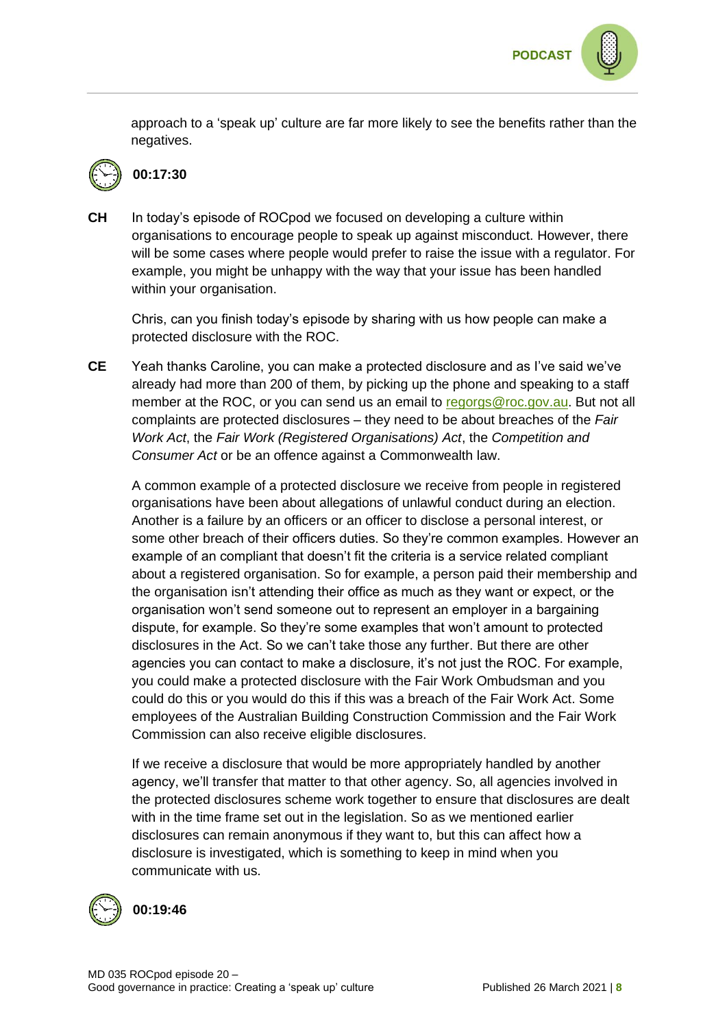approach to a 'speak up' culture are far more likely to see the benefits rather than the negatives.

**00:17:30**

**CH** In today's episode of ROCpod we focused on developing a culture within organisations to encourage people to speak up against misconduct. However, there will be some cases where people would prefer to raise the issue with a regulator. For example, you might be unhappy with the way that your issue has been handled within your organisation.

Chris, can you finish today's episode by sharing with us how people can make a protected disclosure with the ROC.

**CE** Yeah thanks Caroline, you can make a protected disclosure and as I've said we've already had more than 200 of them, by picking up the phone and speaking to a staff member at the ROC, or you can send us an email to [regorgs@roc.gov.au](mailto:regorgs@roc.gov.au). But not all complaints are protected disclosures – they need to be about breaches of the *Fair Work Act*, the *Fair Work (Registered Organisations) Act*, the *Competition and Consumer Act* or be an offence against a Commonwealth law.

A common example of a protected disclosure we receive from people in registered organisations have been about allegations of unlawful conduct during an election. Another is a failure by an officers or an officer to disclose a personal interest, or some other breach of their officers duties. So they're common examples. However an example of an compliant that doesn't fit the criteria is a service related compliant about a registered organisation. So for example, a person paid their membership and the organisation isn't attending their office as much as they want or expect, or the organisation won't send someone out to represent an employer in a bargaining dispute, for example. So they're some examples that won't amount to protected disclosures in the Act. So we can't take those any further. But there are other agencies you can contact to make a disclosure, it's not just the ROC. For example, you could make a protected disclosure with the Fair Work Ombudsman and you could do this or you would do this if this was a breach of the Fair Work Act. Some employees of the Australian Building Construction Commission and the Fair Work Commission can also receive eligible disclosures.

If we receive a disclosure that would be more appropriately handled by another agency, we'll transfer that matter to that other agency. So, all agencies involved in the protected disclosures scheme work together to ensure that disclosures are dealt with in the time frame set out in the legislation. So as we mentioned earlier disclosures can remain anonymous if they want to, but this can affect how a disclosure is investigated, which is something to keep in mind when you communicate with us.

**00:19:46**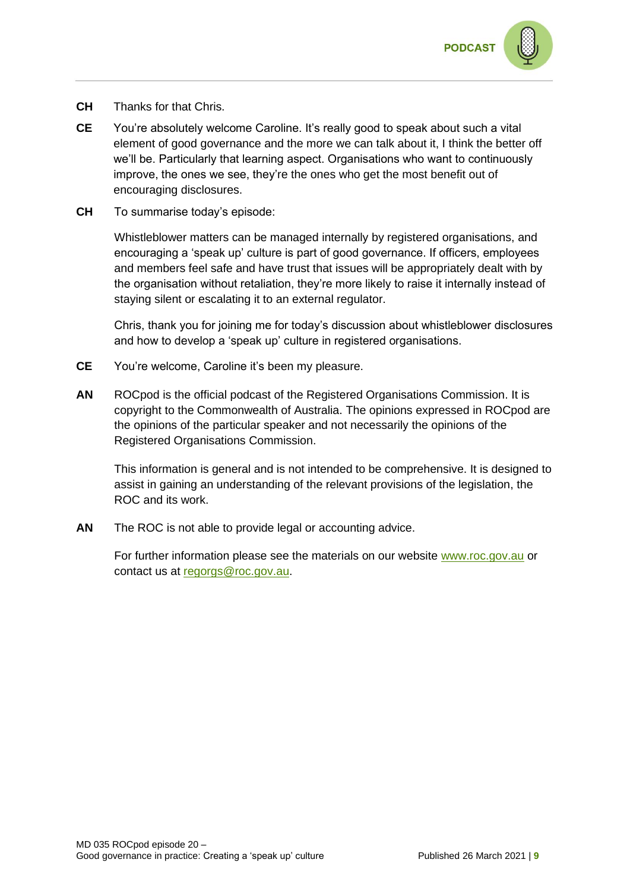**CH** Thanks for that Chris.

**CE** You're absolutely welcome Caroline. It's really good to speak about such a vital element of good governance and the more we can talk about it, I think the better off we'll be. Particularly that learning aspect. Organisations who want to continuously improve, the ones we see, they're the ones who get the most benefit out of encouraging disclosures.

**CH** To summarise today's episode:

Whistleblower matters can be managed internally by registered organisations, and encouraging a 'speak up' culture is part of good governance. If officers, employees and members feel safe and have trust that issues will be appropriately dealt with by the organisation without retaliation, they're more likely to raise it internally instead of staying silent or escalating it to an external regulator.

Chris, thank you for joining me for today's discussion about whistleblower disclosures and how to develop a 'speak up' culture in registered organisations.

**CE** You're welcome, Caroline it's been my pleasure.

**AN** ROCpod is the official podcast of the Registered Organisations Commission. It is copyright to the Commonwealth of Australia. The opinions expressed in ROCpod are the opinions of the particular speaker and not necessarily the opinions of the Registered Organisations Commission.

This information is general and is not intended to be comprehensive. It is designed to assist in gaining an understanding of the relevant provisions of the legislation, the ROC and its work.

**AN** The ROC is not able to provide legal or accounting advice.

For further information please see the materials on our website [www.roc.gov.au](http://www.roc.gov.au) or contact us at [regorgs@roc.gov.au](mailto:regorgs@roc.gov.au).